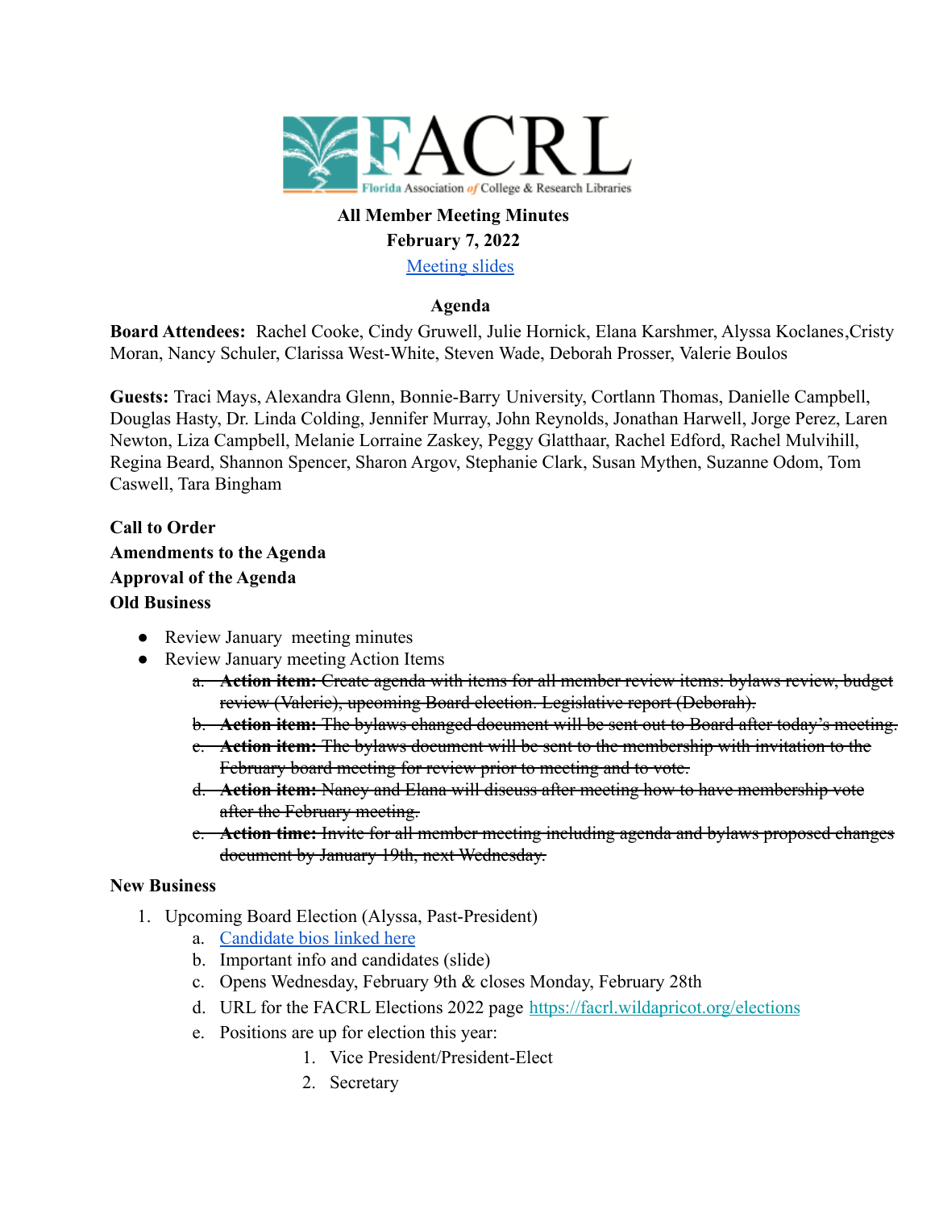**All Member Meeting Minutes**

**February 7, 2022**

[Meeting slides]

**Agenda**

**Board Attendees:** Rachel Cooke, Cindy Gruwell, Julie Hornick, Elana Karshmer, Alyssa Koclanes,Cristy Moran, Nancy Schuler, Clarissa West-White, Steven Wade, Deborah Prosser, Valerie Boulos

**Guests:** Traci Mays, Alexandra Glenn, Bonnie-Barry University, Cortlann Thomas, Danielle Campbell, Douglas Hasty, Dr. Linda Colding, Jennifer Murray, John Reynolds, Jonathan Harwell, Jorge Perez, Laren Newton, Liza Campbell, Melanie Lorraine Zaskey, Peggy Glatthaar, Rachel Edford, Rachel Mulvihill, Regina Beard, Shannon Spencer, Sharon Argov, Stephanie Clark, Susan Mythen, Suzanne Odom, Tom Caswell, Tara Bingham

**Call to Order**

**Amendments to the Agenda**

**Approval of the Agenda**

**Old Business**

- Review January meeting minutes
- Review January meeting Action Items
  a. ~~**Action item:** Create agenda with items for all member review items: bylaws review, budget review (Valerie), upcoming Board election. Legislative report (Deborah).~~
  b. ~~**Action item:** The bylaws changed document will be sent out to Board after today's meeting.~~
  c. ~~**Action item:** The bylaws document will be sent to the membership with invitation to the February board meeting for review prior to meeting and to vote.~~
  d. ~~**Action item:** Nancy and Elana will discuss after meeting how to have membership vote after the February meeting.~~
  e. ~~**Action time:** Invite for all member meeting including agenda and bylaws proposed changes document by January 19th, next Wednesday.~~

**New Business**

1. Upcoming Board Election (Alyssa, Past-President)
   a. [Candidate bios linked here]
   b. Important info and candidates (slide)
   c. Opens Wednesday, February 9th & closes Monday, February 28th
   d. URL for the FACRL Elections 2022 page https://facrl.wildapricot.org/elections
   e. Positions are up for election this year:
      1. Vice President/President-Elect
      2. Secretary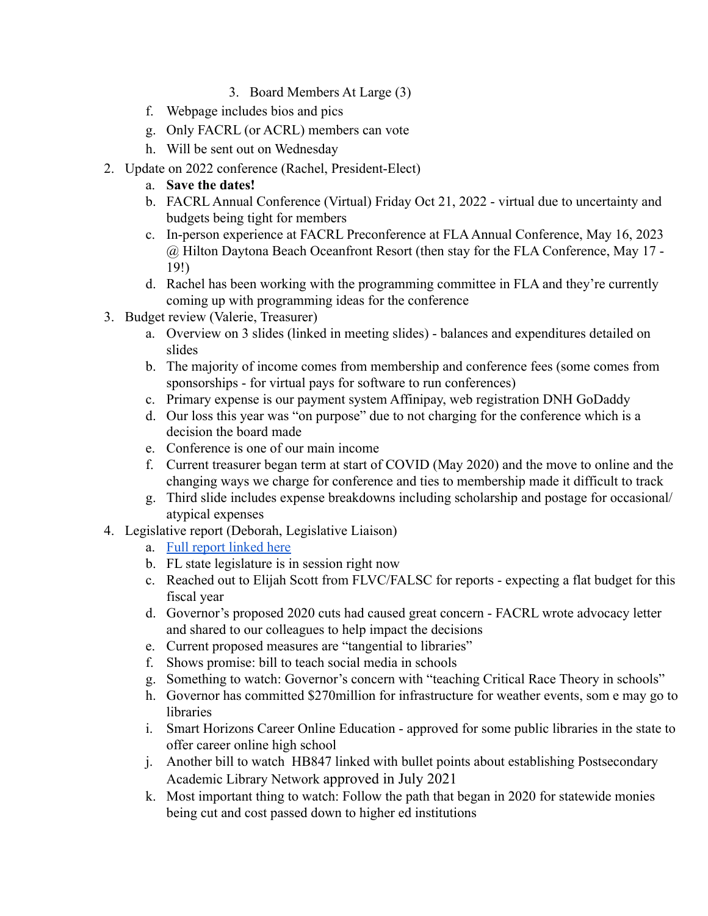3. Board Members At Large (3)
    f. Webpage includes bios and pics
    g. Only FACRL (or ACRL) members can vote
    h. Will be sent out on Wednesday
2. Update on 2022 conference (Rachel, President-Elect)
    a. **Save the dates!**
    b. FACRL Annual Conference (Virtual) Friday Oct 21, 2022 - virtual due to uncertainty and budgets being tight for members
    c. In-person experience at FACRL Preconference at FLA Annual Conference, May 16, 2023 @ Hilton Daytona Beach Oceanfront Resort (then stay for the FLA Conference, May 17 - 19!)
    d. Rachel has been working with the programming committee in FLA and they're currently coming up with programming ideas for the conference
3. Budget review (Valerie, Treasurer)
    a. Overview on 3 slides (linked in meeting slides) - balances and expenditures detailed on slides
    b. The majority of income comes from membership and conference fees (some comes from sponsorships - for virtual pays for software to run conferences)
    c. Primary expense is our payment system Affinipay, web registration DNH GoDaddy
    d. Our loss this year was "on purpose" due to not charging for the conference which is a decision the board made
    e. Conference is one of our main income
    f. Current treasurer began term at start of COVID (May 2020) and the move to online and the changing ways we charge for conference and ties to membership made it difficult to track
    g. Third slide includes expense breakdowns including scholarship and postage for occasional/ atypical expenses
4. Legislative report (Deborah, Legislative Liaison)
    a. Full report linked here
    b. FL state legislature is in session right now
    c. Reached out to Elijah Scott from FLVC/FALSC for reports - expecting a flat budget for this fiscal year
    d. Governor's proposed 2020 cuts had caused great concern - FACRL wrote advocacy letter and shared to our colleagues to help impact the decisions
    e. Current proposed measures are "tangential to libraries"
    f. Shows promise: bill to teach social media in schools
    g. Something to watch: Governor's concern with "teaching Critical Race Theory in schools"
    h. Governor has committed $270million for infrastructure for weather events, som e may go to libraries
    i. Smart Horizons Career Online Education - approved for some public libraries in the state to offer career online high school
    j. Another bill to watch HB847 linked with bullet points about establishing Postsecondary Academic Library Network approved in July 2021
    k. Most important thing to watch: Follow the path that began in 2020 for statewide monies being cut and cost passed down to higher ed institutions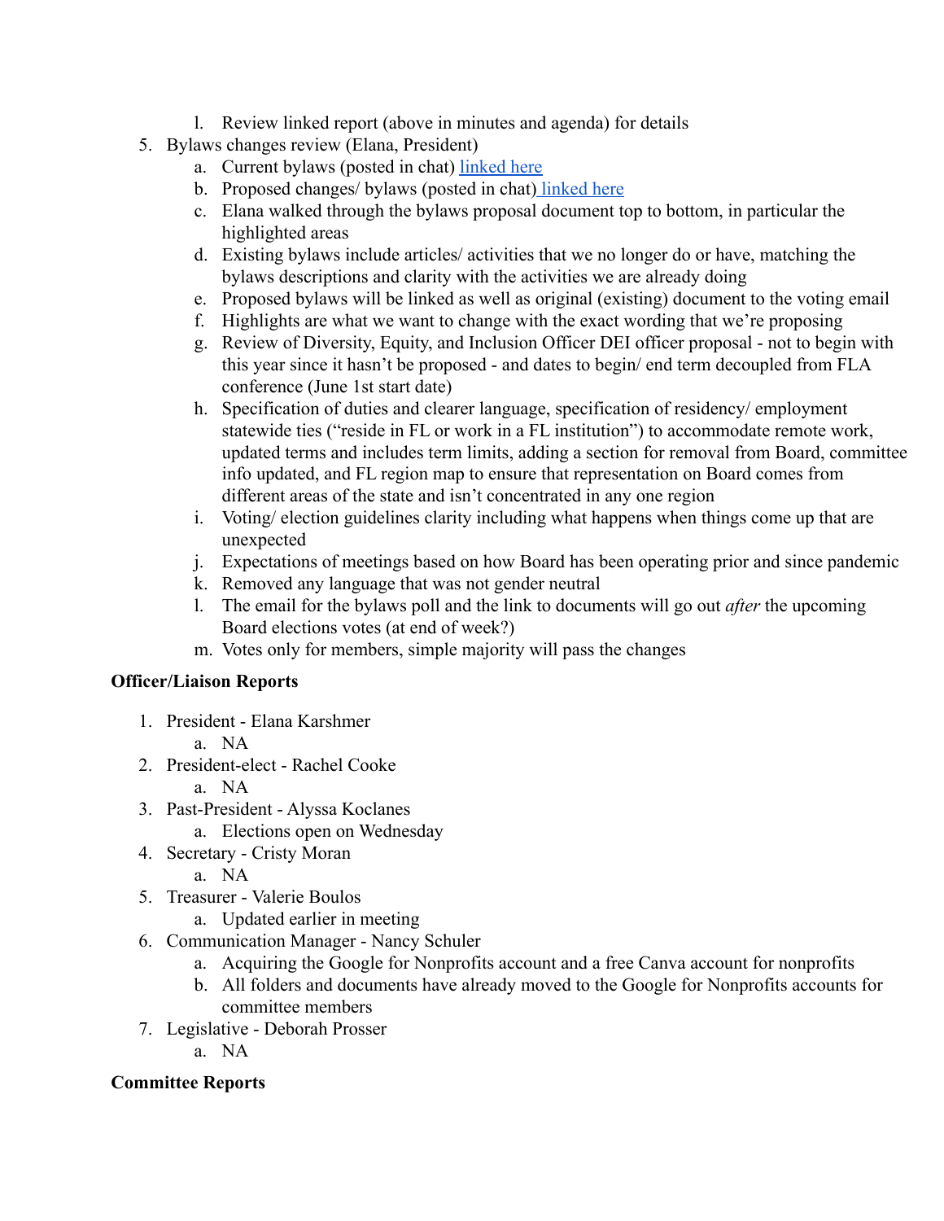l. Review linked report (above in minutes and agenda) for details

5. Bylaws changes review (Elana, President)
    a. Current bylaws (posted in chat) linked here
    b. Proposed changes/ bylaws (posted in chat) linked here
    c. Elana walked through the bylaws proposal document top to bottom, in particular the highlighted areas
    d. Existing bylaws include articles/ activities that we no longer do or have, matching the bylaws descriptions and clarity with the activities we are already doing
    e. Proposed bylaws will be linked as well as original (existing) document to the voting email
    f. Highlights are what we want to change with the exact wording that we're proposing
    g. Review of Diversity, Equity, and Inclusion Officer DEI officer proposal - not to begin with this year since it hasn't be proposed - and dates to begin/ end term decoupled from FLA conference (June 1st start date)
    h. Specification of duties and clearer language, specification of residency/ employment statewide ties ("reside in FL or work in a FL institution") to accommodate remote work, updated terms and includes term limits, adding a section for removal from Board, committee info updated, and FL region map to ensure that representation on Board comes from different areas of the state and isn't concentrated in any one region
    i. Voting/ election guidelines clarity including what happens when things come up that are unexpected
    j. Expectations of meetings based on how Board has been operating prior and since pandemic
    k. Removed any language that was not gender neutral
    l. The email for the bylaws poll and the link to documents will go out *after* the upcoming Board elections votes (at end of week?)
    m. Votes only for members, simple majority will pass the changes

**Officer/Liaison Reports**

1. President - Elana Karshmer
    a. NA
2. President-elect - Rachel Cooke
    a. NA
3. Past-President - Alyssa Koclanes
    a. Elections open on Wednesday
4. Secretary - Cristy Moran
    a. NA
5. Treasurer - Valerie Boulos
    a. Updated earlier in meeting
6. Communication Manager - Nancy Schuler
    a. Acquiring the Google for Nonprofits account and a free Canva account for nonprofits
    b. All folders and documents have already moved to the Google for Nonprofits accounts for committee members
7. Legislative - Deborah Prosser
    a. NA

**Committee Reports**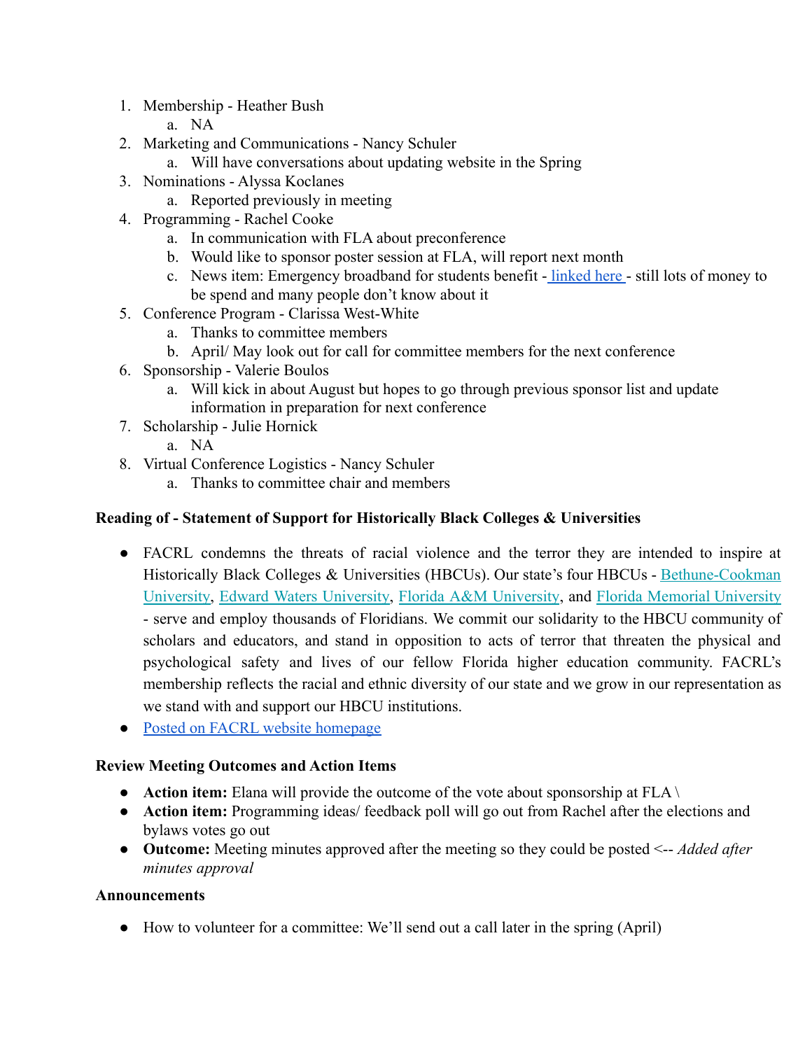1. Membership - Heather Bush
   a. NA
2. Marketing and Communications - Nancy Schuler
   a. Will have conversations about updating website in the Spring
3. Nominations - Alyssa Koclanes
   a. Reported previously in meeting
4. Programming - Rachel Cooke
   a. In communication with FLA about preconference
   b. Would like to sponsor poster session at FLA, will report next month
   c. News item: Emergency broadband for students benefit - linked here - still lots of money to be spend and many people don't know about it
5. Conference Program - Clarissa West-White
   a. Thanks to committee members
   b. April/ May look out for call for committee members for the next conference
6. Sponsorship - Valerie Boulos
   a. Will kick in about August but hopes to go through previous sponsor list and update information in preparation for next conference
7. Scholarship - Julie Hornick
   a. NA
8. Virtual Conference Logistics - Nancy Schuler
   a. Thanks to committee chair and members

**Reading of - Statement of Support for Historically Black Colleges & Universities**

- FACRL condemns the threats of racial violence and the terror they are intended to inspire at Historically Black Colleges & Universities (HBCUs). Our state's four HBCUs - Bethune-Cookman University, Edward Waters University, Florida A&M University, and Florida Memorial University - serve and employ thousands of Floridians. We commit our solidarity to the HBCU community of scholars and educators, and stand in opposition to acts of terror that threaten the physical and psychological safety and lives of our fellow Florida higher education community. FACRL's membership reflects the racial and ethnic diversity of our state and we grow in our representation as we stand with and support our HBCU institutions.
- Posted on FACRL website homepage

**Review Meeting Outcomes and Action Items**

- **Action item:** Elana will provide the outcome of the vote about sponsorship at FLA \
- **Action item:** Programming ideas/ feedback poll will go out from Rachel after the elections and bylaws votes go out
- **Outcome:** Meeting minutes approved after the meeting so they could be posted <-- *Added after minutes approval*

**Announcements**

- How to volunteer for a committee: We'll send out a call later in the spring (April)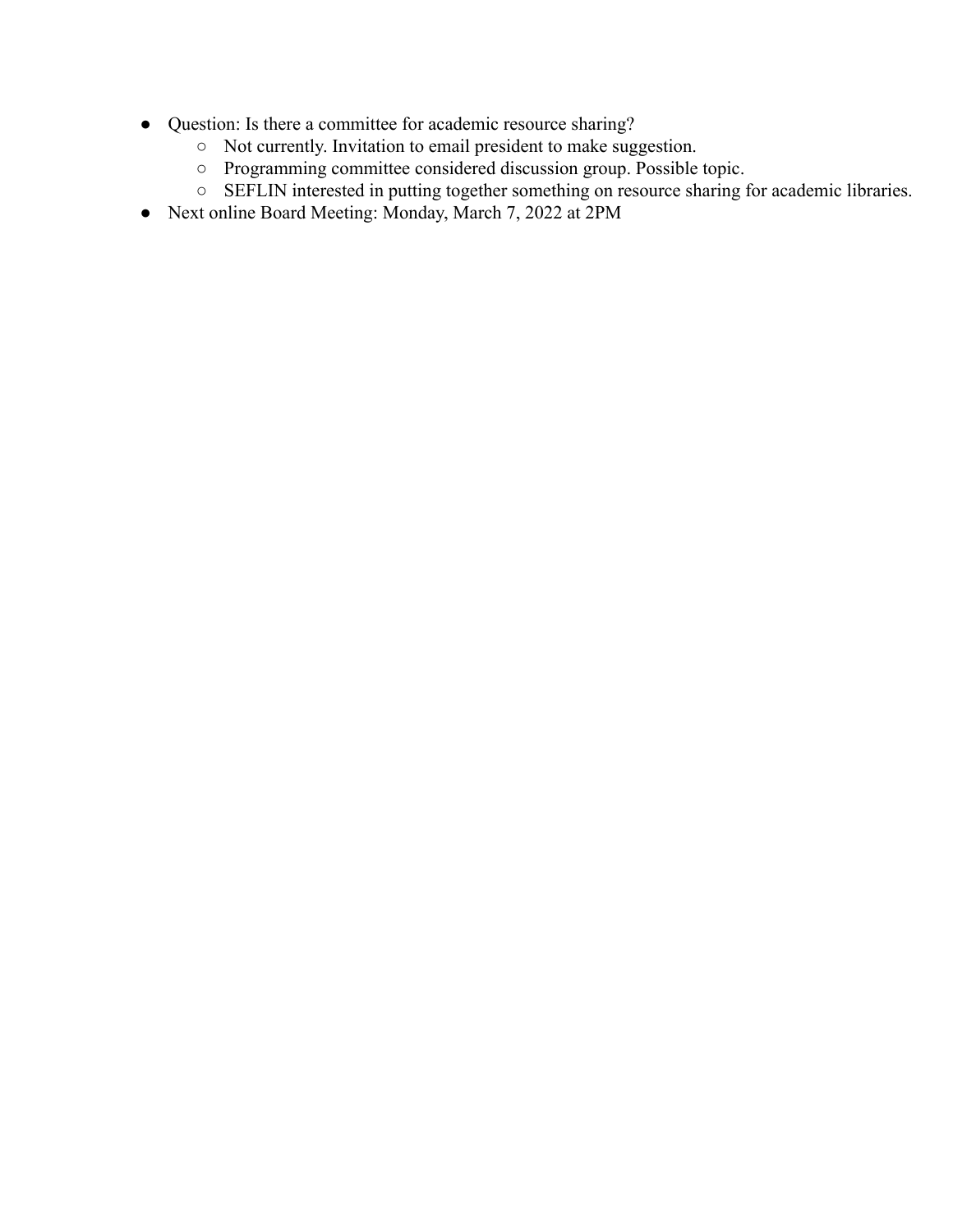- Question: Is there a committee for academic resource sharing?
  - Not currently. Invitation to email president to make suggestion.
  - Programming committee considered discussion group. Possible topic.
  - SEFLIN interested in putting together something on resource sharing for academic libraries.
- Next online Board Meeting: Monday, March 7, 2022 at 2PM